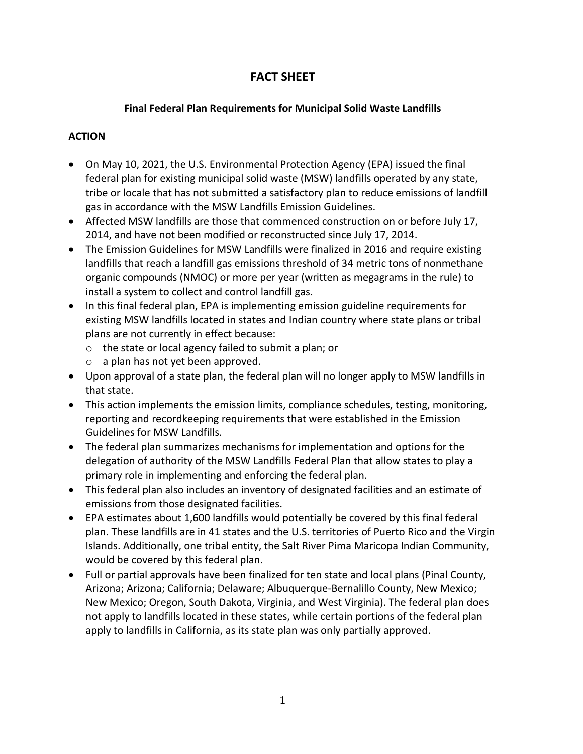# FACT SHEET

### Final Federal Plan Requirements for Municipal Solid Waste Landfills

## ACTION

- On May 10, 2021, the U.S. Environmental Protection Agency (EPA) issued the final federal plan for existing municipal solid waste (MSW) landfills operated by any state, tribe or locale that has not submitted a satisfactory plan to reduce emissions of landfill gas in accordance with the MSW Landfills Emission Guidelines.
- Affected MSW landfills are those that commenced construction on or before July 17, 2014, and have not been modified or reconstructed since July 17, 2014.
- The Emission Guidelines for MSW Landfills were finalized in 2016 and require existing landfills that reach a landfill gas emissions threshold of 34 metric tons of nonmethane organic compounds (NMOC) or more per year (written as megagrams in the rule) to install a system to collect and control landfill gas.
- In this final federal plan, EPA is implementing emission guideline requirements for existing MSW landfills located in states and Indian country where state plans or tribal plans are not currently in effect because:
  - the state or local agency failed to submit a plan; or
  - a plan has not yet been approved.
- Upon approval of a state plan, the federal plan will no longer apply to MSW landfills in that state.
- This action implements the emission limits, compliance schedules, testing, monitoring, reporting and recordkeeping requirements that were established in the Emission Guidelines for MSW Landfills.
- The federal plan summarizes mechanisms for implementation and options for the delegation of authority of the MSW Landfills Federal Plan that allow states to play a primary role in implementing and enforcing the federal plan.
- This federal plan also includes an inventory of designated facilities and an estimate of emissions from those designated facilities.
- EPA estimates about 1,600 landfills would potentially be covered by this final federal plan. These landfills are in 41 states and the U.S. territories of Puerto Rico and the Virgin Islands. Additionally, one tribal entity, the Salt River Pima Maricopa Indian Community, would be covered by this federal plan.
- Full or partial approvals have been finalized for ten state and local plans (Pinal County, Arizona; Arizona; California; Delaware; Albuquerque-Bernalillo County, New Mexico; New Mexico; Oregon, South Dakota, Virginia, and West Virginia). The federal plan does not apply to landfills located in these states, while certain portions of the federal plan apply to landfills in California, as its state plan was only partially approved.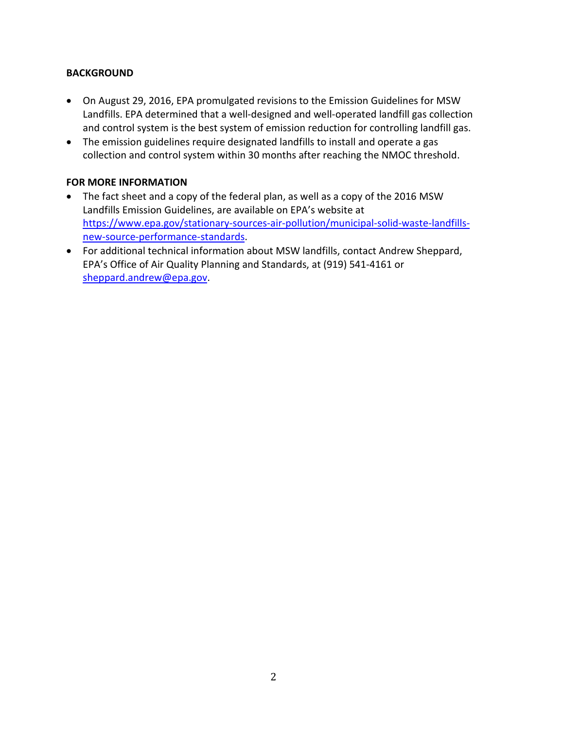**BACKGROUND**

- On August 29, 2016, EPA promulgated revisions to the Emission Guidelines for MSW Landfills. EPA determined that a well-designed and well-operated landfill gas collection and control system is the best system of emission reduction for controlling landfill gas.
- The emission guidelines require designated landfills to install and operate a gas collection and control system within 30 months after reaching the NMOC threshold.

**FOR MORE INFORMATION**

- The fact sheet and a copy of the federal plan, as well as a copy of the 2016 MSW Landfills Emission Guidelines, are available on EPA's website at [https://www.epa.gov/stationary-sources-air-pollution/municipal-solid-waste-landfills-new-source-performance-standards](https://www.epa.gov/stationary-sources-air-pollution/municipal-solid-waste-landfills-new-source-performance-standards).
- For additional technical information about MSW landfills, contact Andrew Sheppard, EPA's Office of Air Quality Planning and Standards, at (919) 541-4161 or [sheppard.andrew@epa.gov](mailto:sheppard.andrew@epa.gov).